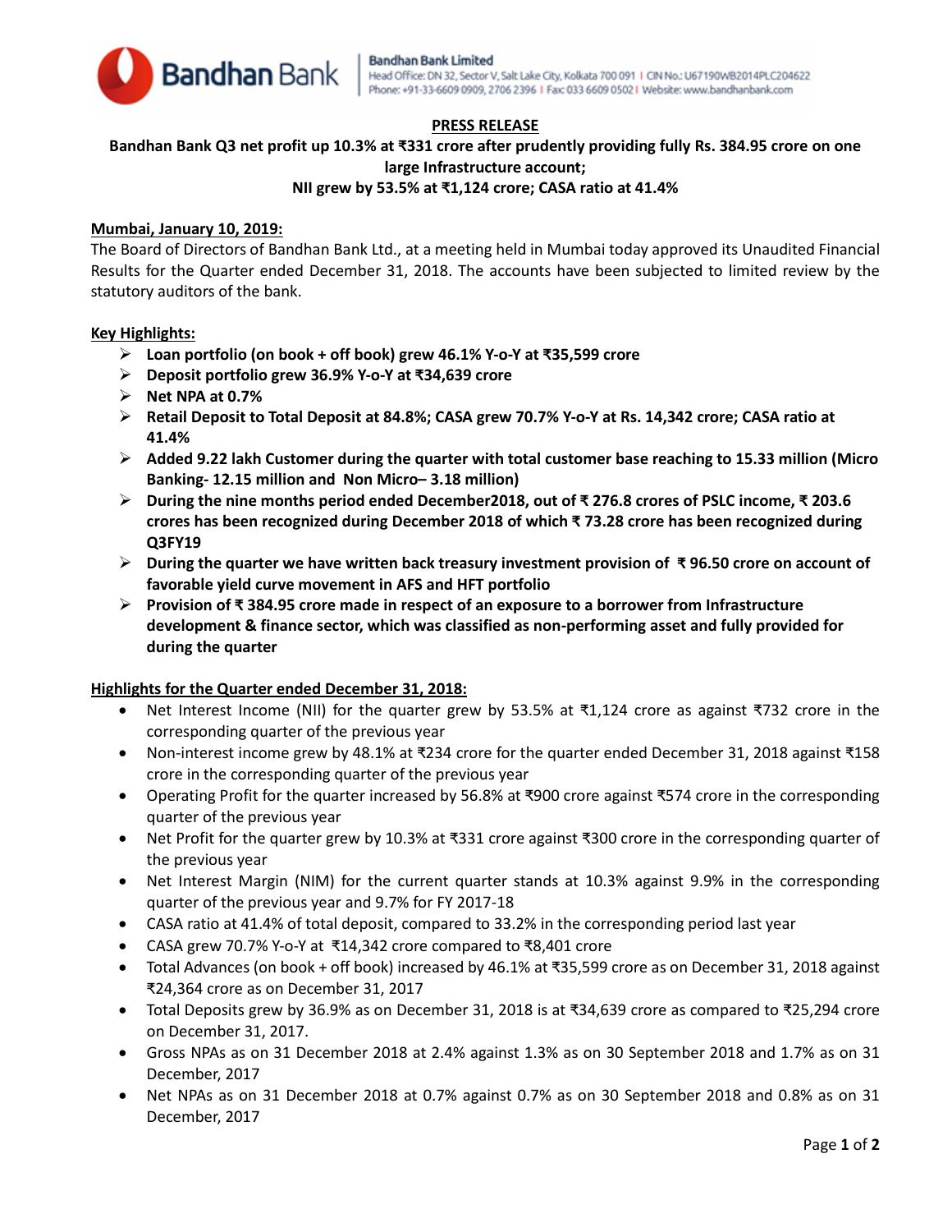Bandhan Bank

**Bandhan Bank Limited**
Head Office: DN 32, Sector V, Salt Lake City, Kolkata 700 091 | CIN No.: U67190WB2014PLC204622
Phone: +91-33-6609 0909, 2706 2396 | Fax: 033 6609 0502 | Website: www.bandhanbank.com

## PRESS RELEASE

### Bandhan Bank Q3 net profit up 10.3% at ₹331 crore after prudently providing fully Rs. 384.95 crore on one large Infrastructure account; NII grew by 53.5% at ₹1,124 crore; CASA ratio at 41.4%

**Mumbai, January 10, 2019:**

The Board of Directors of Bandhan Bank Ltd., at a meeting held in Mumbai today approved its Unaudited Financial Results for the Quarter ended December 31, 2018. The accounts have been subjected to limited review by the statutory auditors of the bank.

**Key Highlights:**

- **Loan portfolio (on book + off book) grew 46.1% Y-o-Y at ₹35,599 crore**
- **Deposit portfolio grew 36.9% Y-o-Y at ₹34,639 crore**
- **Net NPA at 0.7%**
- **Retail Deposit to Total Deposit at 84.8%; CASA grew 70.7% Y-o-Y at Rs. 14,342 crore; CASA ratio at 41.4%**
- **Added 9.22 lakh Customer during the quarter with total customer base reaching to 15.33 million (Micro Banking- 12.15 million and Non Micro– 3.18 million)**
- **During the nine months period ended December2018, out of ₹ 276.8 crores of PSLC income, ₹ 203.6 crores has been recognized during December 2018 of which ₹ 73.28 crore has been recognized during Q3FY19**
- **During the quarter we have written back treasury investment provision of ₹ 96.50 crore on account of favorable yield curve movement in AFS and HFT portfolio**
- **Provision of ₹ 384.95 crore made in respect of an exposure to a borrower from Infrastructure development & finance sector, which was classified as non-performing asset and fully provided for during the quarter**

**Highlights for the Quarter ended December 31, 2018:**

- Net Interest Income (NII) for the quarter grew by 53.5% at ₹1,124 crore as against ₹732 crore in the corresponding quarter of the previous year
- Non-interest income grew by 48.1% at ₹234 crore for the quarter ended December 31, 2018 against ₹158 crore in the corresponding quarter of the previous year
- Operating Profit for the quarter increased by 56.8% at ₹900 crore against ₹574 crore in the corresponding quarter of the previous year
- Net Profit for the quarter grew by 10.3% at ₹331 crore against ₹300 crore in the corresponding quarter of the previous year
- Net Interest Margin (NIM) for the current quarter stands at 10.3% against 9.9% in the corresponding quarter of the previous year and 9.7% for FY 2017-18
- CASA ratio at 41.4% of total deposit, compared to 33.2% in the corresponding period last year
- CASA grew 70.7% Y-o-Y at ₹14,342 crore compared to ₹8,401 crore
- Total Advances (on book + off book) increased by 46.1% at ₹35,599 crore as on December 31, 2018 against ₹24,364 crore as on December 31, 2017
- Total Deposits grew by 36.9% as on December 31, 2018 is at ₹34,639 crore as compared to ₹25,294 crore on December 31, 2017.
- Gross NPAs as on 31 December 2018 at 2.4% against 1.3% as on 30 September 2018 and 1.7% as on 31 December, 2017
- Net NPAs as on 31 December 2018 at 0.7% against 0.7% as on 30 September 2018 and 0.8% as on 31 December, 2017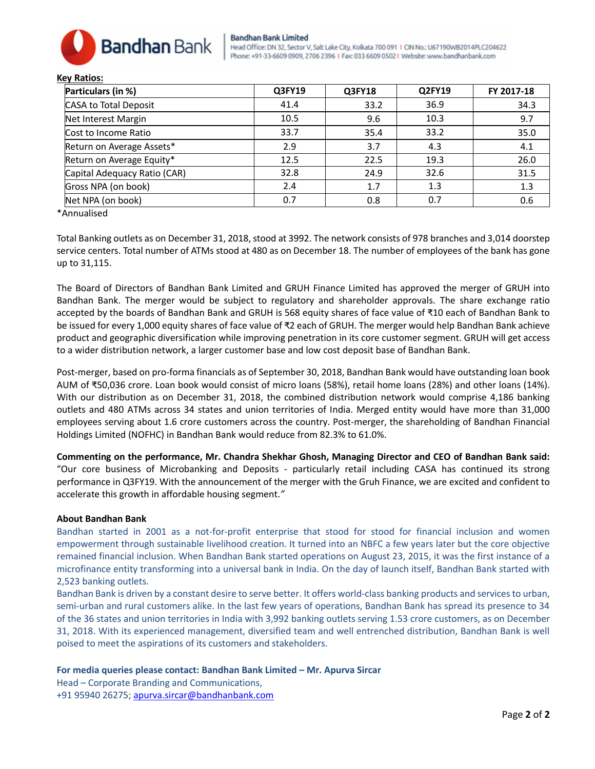**Key Ratios:**

| Particulars (in %) | Q3FY19 | Q3FY18 | Q2FY19 | FY 2017-18 |
|---|---|---|---|---|
| CASA to Total Deposit | 41.4 | 33.2 | 36.9 | 34.3 |
| Net Interest Margin | 10.5 | 9.6 | 10.3 | 9.7 |
| Cost to Income Ratio | 33.7 | 35.4 | 33.2 | 35.0 |
| Return on Average Assets* | 2.9 | 3.7 | 4.3 | 4.1 |
| Return on Average Equity* | 12.5 | 22.5 | 19.3 | 26.0 |
| Capital Adequacy Ratio (CAR) | 32.8 | 24.9 | 32.6 | 31.5 |
| Gross NPA (on book) | 2.4 | 1.7 | 1.3 | 1.3 |
| Net NPA (on book) | 0.7 | 0.8 | 0.7 | 0.6 |

*Annualised

Total Banking outlets as on December 31, 2018, stood at 3992. The network consists of 978 branches and 3,014 doorstep service centers. Total number of ATMs stood at 480 as on December 18. The number of employees of the bank has gone up to 31,115.

The Board of Directors of Bandhan Bank Limited and GRUH Finance Limited has approved the merger of GRUH into Bandhan Bank. The merger would be subject to regulatory and shareholder approvals. The share exchange ratio accepted by the boards of Bandhan Bank and GRUH is 568 equity shares of face value of ₹10 each of Bandhan Bank to be issued for every 1,000 equity shares of face value of ₹2 each of GRUH. The merger would help Bandhan Bank achieve product and geographic diversification while improving penetration in its core customer segment. GRUH will get access to a wider distribution network, a larger customer base and low cost deposit base of Bandhan Bank.

Post-merger, based on pro-forma financials as of September 30, 2018, Bandhan Bank would have outstanding loan book AUM of ₹50,036 crore. Loan book would consist of micro loans (58%), retail home loans (28%) and other loans (14%). With our distribution as on December 31, 2018, the combined distribution network would comprise 4,186 banking outlets and 480 ATMs across 34 states and union territories of India. Merged entity would have more than 31,000 employees serving about 1.6 crore customers across the country. Post-merger, the shareholding of Bandhan Financial Holdings Limited (NOFHC) in Bandhan Bank would reduce from 82.3% to 61.0%.

**Commenting on the performance, Mr. Chandra Shekhar Ghosh, Managing Director and CEO of Bandhan Bank said:** "Our core business of Microbanking and Deposits - particularly retail including CASA has continued its strong performance in Q3FY19. With the announcement of the merger with the Gruh Finance, we are excited and confident to accelerate this growth in affordable housing segment.*"*

**About Bandhan Bank**

Bandhan started in 2001 as a not-for-profit enterprise that stood for stood for financial inclusion and women empowerment through sustainable livelihood creation. It turned into an NBFC a few years later but the core objective remained financial inclusion. When Bandhan Bank started operations on August 23, 2015, it was the first instance of a microfinance entity transforming into a universal bank in India. On the day of launch itself, Bandhan Bank started with 2,523 banking outlets.

Bandhan Bank is driven by a constant desire to serve better. It offers world-class banking products and services to urban, semi-urban and rural customers alike. In the last few years of operations, Bandhan Bank has spread its presence to 34 of the 36 states and union territories in India with 3,992 banking outlets serving 1.53 crore customers, as on December 31, 2018. With its experienced management, diversified team and well entrenched distribution, Bandhan Bank is well poised to meet the aspirations of its customers and stakeholders.

**For media queries please contact: Bandhan Bank Limited – Mr. Apurva Sircar**

Head – Corporate Branding and Communications,

+91 95940 26275; apurva.sircar@bandhanbank.com